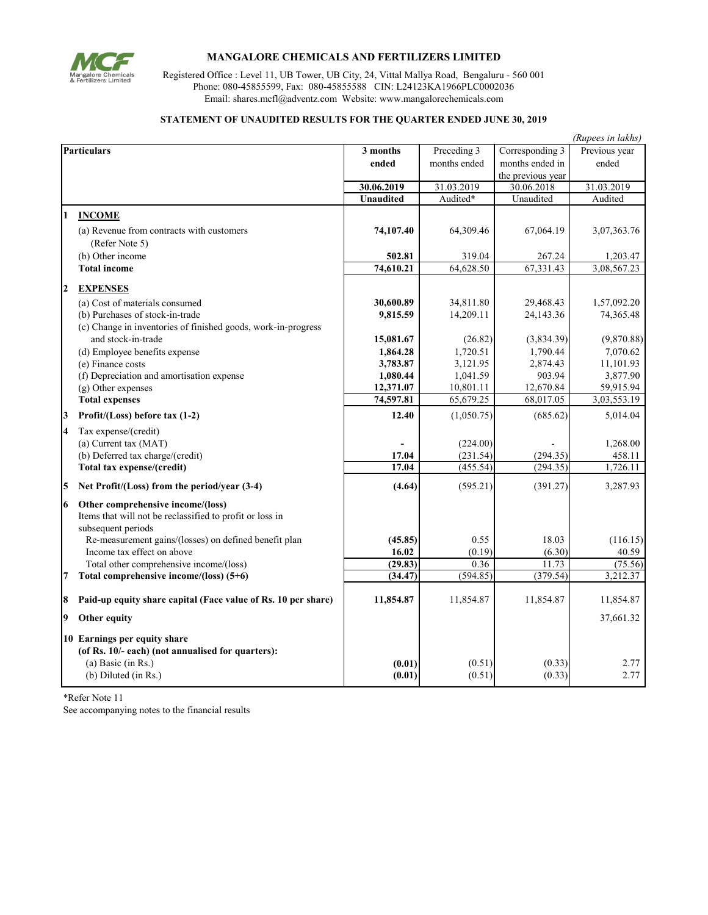# MANGALORE CHEMICALS AND FERTILIZERS LIMITED

Registered Office : Level 11, UB Tower, UB City, 24, Vittal Mallya Road, Bengaluru - 560 001
Phone: 080-45855599, Fax: 080-45855588 CIN: L24123KA1966PLC0002036
Email: shares.mcfl@adventz.com Website: www.mangalorechemicals.com

## STATEMENT OF UNAUDITED RESULTS FOR THE QUARTER ENDED JUNE 30, 2019

*(Rupees in lakhs)*

| | Particulars | 3 months ended | Preceding 3 months ended | Corresponding 3 months ended in the previous year | Previous year ended |
|---|---|---|---|---|---|
| | | **30.06.2019** | 31.03.2019 | 30.06.2018 | 31.03.2019 |
| | | **Unaudited** | Audited* | Unaudited | Audited |
| **1** | **INCOME** | | | | |
| | (a) Revenue from contracts with customers (Refer Note 5) | **74,107.40** | 64,309.46 | 67,064.19 | 3,07,363.76 |
| | (b) Other income | **502.81** | 319.04 | 267.24 | 1,203.47 |
| | **Total income** | **74,610.21** | 64,628.50 | 67,331.43 | 3,08,567.23 |
| **2** | **EXPENSES** | | | | |
| | (a) Cost of materials consumed | **30,600.89** | 34,811.80 | 29,468.43 | 1,57,092.20 |
| | (b) Purchases of stock-in-trade | **9,815.59** | 14,209.11 | 24,143.36 | 74,365.48 |
| | (c) Change in inventories of finished goods, work-in-progress and stock-in-trade | **15,081.67** | (26.82) | (3,834.39) | (9,870.88) |
| | (d) Employee benefits expense | **1,864.28** | 1,720.51 | 1,790.44 | 7,070.62 |
| | (e) Finance costs | **3,783.87** | 3,121.95 | 2,874.43 | 11,101.93 |
| | (f) Depreciation and amortisation expense | **1,080.44** | 1,041.59 | 903.94 | 3,877.90 |
| | (g) Other expenses | **12,371.07** | 10,801.11 | 12,670.84 | 59,915.94 |
| | **Total expenses** | **74,597.81** | 65,679.25 | 68,017.05 | 3,03,553.19 |
| **3** | **Profit/(Loss) before tax (1-2)** | **12.40** | (1,050.75) | (685.62) | 5,014.04 |
| **4** | Tax expense/(credit) | | | | |
| | (a) Current tax (MAT) | **-** | (224.00) | - | 1,268.00 |
| | (b) Deferred tax charge/(credit) | **17.04** | (231.54) | (294.35) | 458.11 |
| | **Total tax expense/(credit)** | **17.04** | (455.54) | (294.35) | 1,726.11 |
| **5** | **Net Profit/(Loss) from the period/year (3-4)** | **(4.64)** | (595.21) | (391.27) | 3,287.93 |
| **6** | **Other comprehensive income/(loss)** | | | | |
| | Items that will not be reclassified to profit or loss in subsequent periods | | | | |
| | Re-measurement gains/(losses) on defined benefit plan | **(45.85)** | 0.55 | 18.03 | (116.15) |
| | Income tax effect on above | **16.02** | (0.19) | (6.30) | 40.59 |
| | Total other comprehensive income/(loss) | **(29.83)** | 0.36 | 11.73 | (75.56) |
| **7** | **Total comprehensive income/(loss) (5+6)** | **(34.47)** | (594.85) | (379.54) | 3,212.37 |
| **8** | **Paid-up equity share capital (Face value of Rs. 10 per share)** | **11,854.87** | 11,854.87 | 11,854.87 | 11,854.87 |
| **9** | **Other equity** | | | | 37,661.32 |
| **10** | **Earnings per equity share (of Rs. 10/- each) (not annualised for quarters):** | | | | |
| | (a) Basic (in Rs.) | **(0.01)** | (0.51) | (0.33) | 2.77 |
| | (b) Diluted (in Rs.) | **(0.01)** | (0.51) | (0.33) | 2.77 |

*Refer Note 11

See accompanying notes to the financial results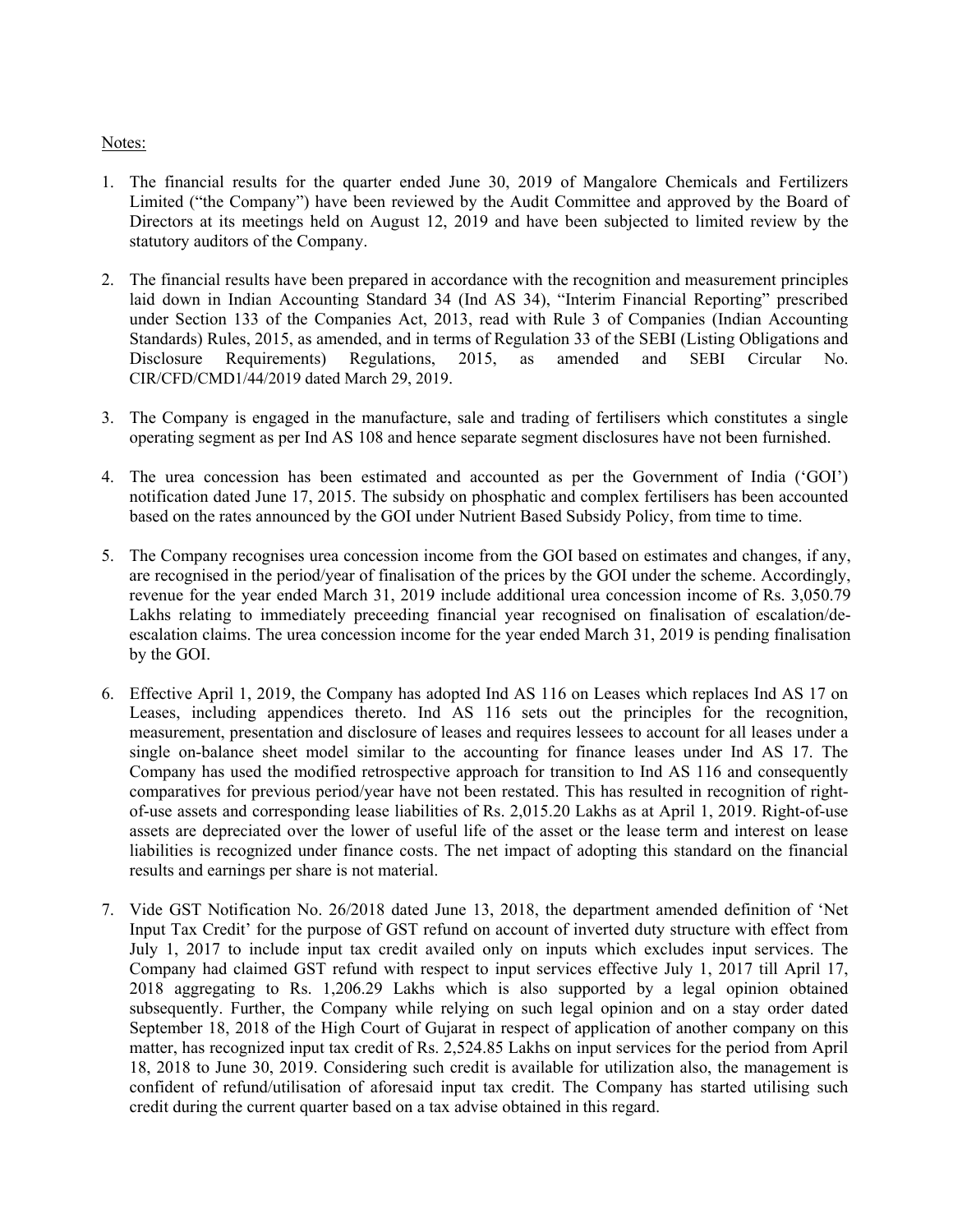Notes:

1. The financial results for the quarter ended June 30, 2019 of Mangalore Chemicals and Fertilizers Limited ("the Company") have been reviewed by the Audit Committee and approved by the Board of Directors at its meetings held on August 12, 2019 and have been subjected to limited review by the statutory auditors of the Company.

2. The financial results have been prepared in accordance with the recognition and measurement principles laid down in Indian Accounting Standard 34 (Ind AS 34), "Interim Financial Reporting" prescribed under Section 133 of the Companies Act, 2013, read with Rule 3 of Companies (Indian Accounting Standards) Rules, 2015, as amended, and in terms of Regulation 33 of the SEBI (Listing Obligations and Disclosure Requirements) Regulations, 2015, as amended and SEBI Circular No. CIR/CFD/CMD1/44/2019 dated March 29, 2019.

3. The Company is engaged in the manufacture, sale and trading of fertilisers which constitutes a single operating segment as per Ind AS 108 and hence separate segment disclosures have not been furnished.

4. The urea concession has been estimated and accounted as per the Government of India ('GOI') notification dated June 17, 2015. The subsidy on phosphatic and complex fertilisers has been accounted based on the rates announced by the GOI under Nutrient Based Subsidy Policy, from time to time.

5. The Company recognises urea concession income from the GOI based on estimates and changes, if any, are recognised in the period/year of finalisation of the prices by the GOI under the scheme. Accordingly, revenue for the year ended March 31, 2019 include additional urea concession income of Rs. 3,050.79 Lakhs relating to immediately preceeding financial year recognised on finalisation of escalation/de-escalation claims. The urea concession income for the year ended March 31, 2019 is pending finalisation by the GOI.

6. Effective April 1, 2019, the Company has adopted Ind AS 116 on Leases which replaces Ind AS 17 on Leases, including appendices thereto. Ind AS 116 sets out the principles for the recognition, measurement, presentation and disclosure of leases and requires lessees to account for all leases under a single on-balance sheet model similar to the accounting for finance leases under Ind AS 17. The Company has used the modified retrospective approach for transition to Ind AS 116 and consequently comparatives for previous period/year have not been restated. This has resulted in recognition of right-of-use assets and corresponding lease liabilities of Rs. 2,015.20 Lakhs as at April 1, 2019. Right-of-use assets are depreciated over the lower of useful life of the asset or the lease term and interest on lease liabilities is recognized under finance costs. The net impact of adopting this standard on the financial results and earnings per share is not material.

7. Vide GST Notification No. 26/2018 dated June 13, 2018, the department amended definition of 'Net Input Tax Credit' for the purpose of GST refund on account of inverted duty structure with effect from July 1, 2017 to include input tax credit availed only on inputs which excludes input services. The Company had claimed GST refund with respect to input services effective July 1, 2017 till April 17, 2018 aggregating to Rs. 1,206.29 Lakhs which is also supported by a legal opinion obtained subsequently. Further, the Company while relying on such legal opinion and on a stay order dated September 18, 2018 of the High Court of Gujarat in respect of application of another company on this matter, has recognized input tax credit of Rs. 2,524.85 Lakhs on input services for the period from April 18, 2018 to June 30, 2019. Considering such credit is available for utilization also, the management is confident of refund/utilisation of aforesaid input tax credit. The Company has started utilising such credit during the current quarter based on a tax advise obtained in this regard.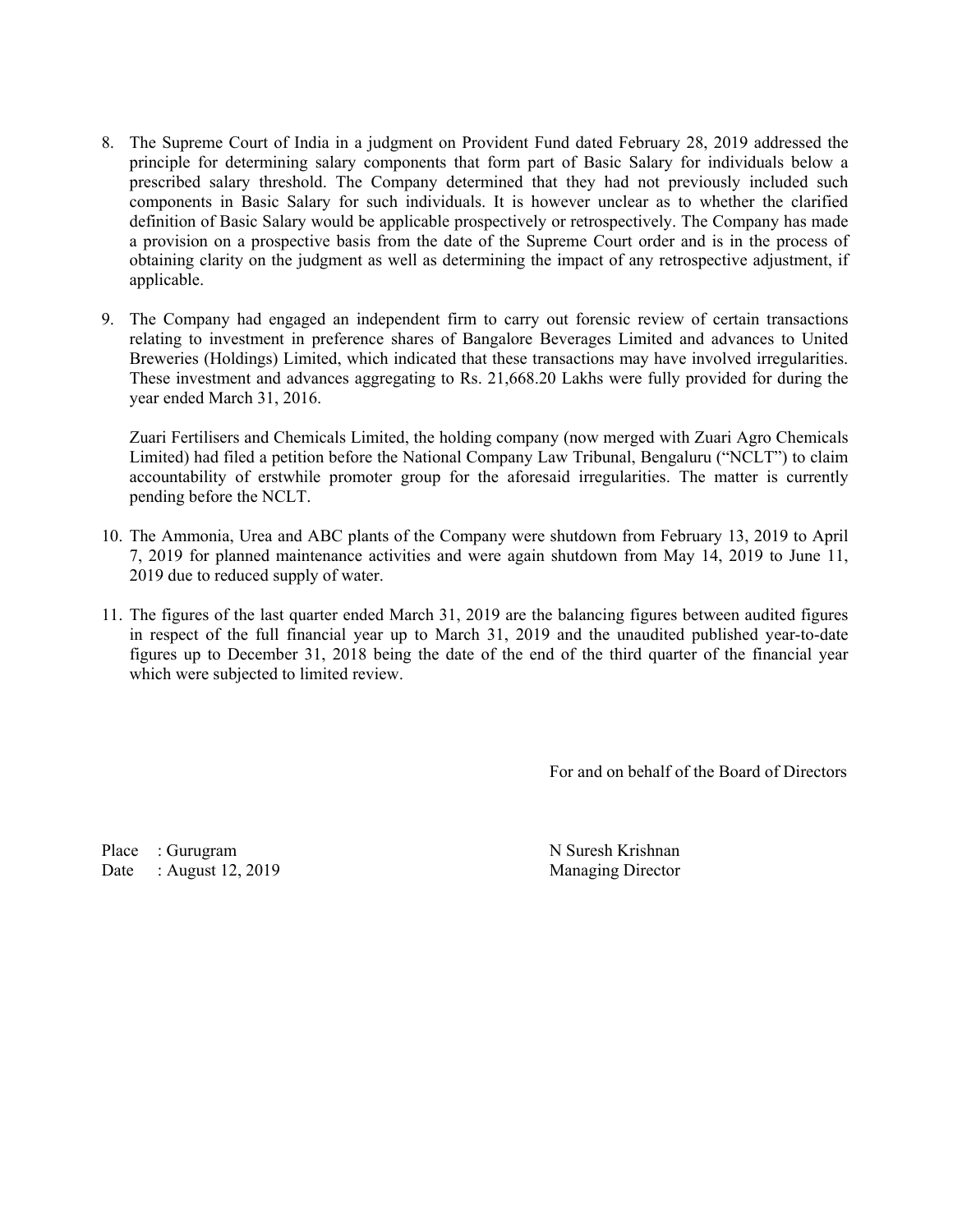8. The Supreme Court of India in a judgment on Provident Fund dated February 28, 2019 addressed the principle for determining salary components that form part of Basic Salary for individuals below a prescribed salary threshold. The Company determined that they had not previously included such components in Basic Salary for such individuals. It is however unclear as to whether the clarified definition of Basic Salary would be applicable prospectively or retrospectively. The Company has made a provision on a prospective basis from the date of the Supreme Court order and is in the process of obtaining clarity on the judgment as well as determining the impact of any retrospective adjustment, if applicable.

9. The Company had engaged an independent firm to carry out forensic review of certain transactions relating to investment in preference shares of Bangalore Beverages Limited and advances to United Breweries (Holdings) Limited, which indicated that these transactions may have involved irregularities. These investment and advances aggregating to Rs. 21,668.20 Lakhs were fully provided for during the year ended March 31, 2016.

   Zuari Fertilisers and Chemicals Limited, the holding company (now merged with Zuari Agro Chemicals Limited) had filed a petition before the National Company Law Tribunal, Bengaluru ("NCLT") to claim accountability of erstwhile promoter group for the aforesaid irregularities. The matter is currently pending before the NCLT.

10. The Ammonia, Urea and ABC plants of the Company were shutdown from February 13, 2019 to April 7, 2019 for planned maintenance activities and were again shutdown from May 14, 2019 to June 11, 2019 due to reduced supply of water.

11. The figures of the last quarter ended March 31, 2019 are the balancing figures between audited figures in respect of the full financial year up to March 31, 2019 and the unaudited published year-to-date figures up to December 31, 2018 being the date of the end of the third quarter of the financial year which were subjected to limited review.

For and on behalf of the Board of Directors

Place : Gurugram
Date : August 12, 2019

N Suresh Krishnan
Managing Director